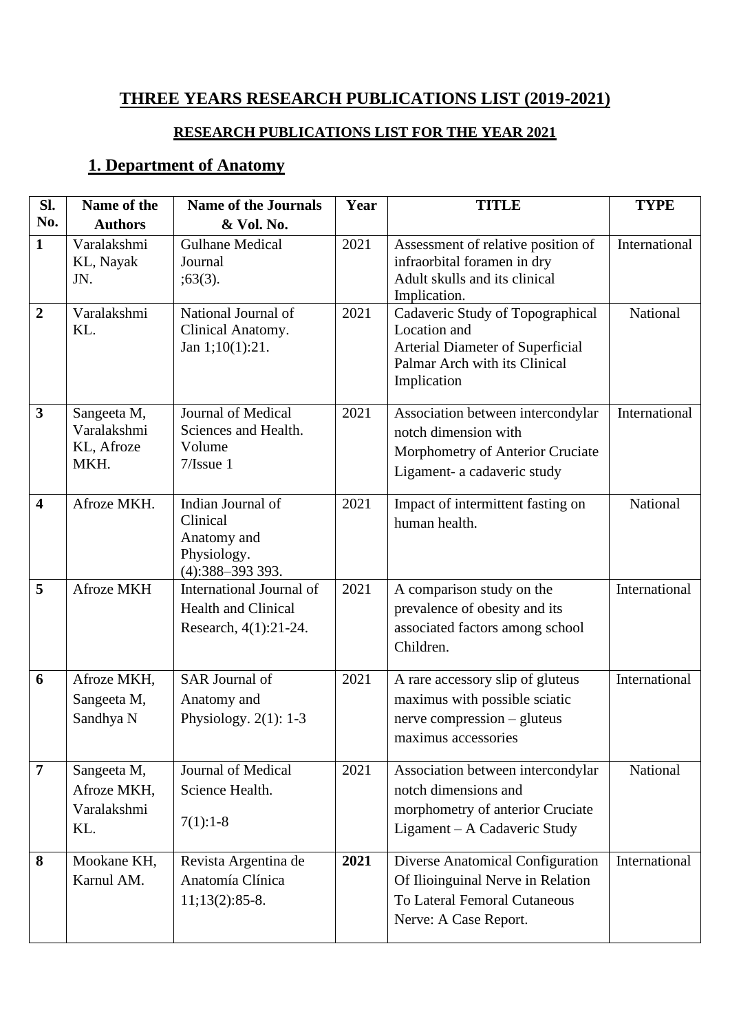# THREE YEARS RESEARCH PUBLICATIONS LIST (2019-2021)

## RESEARCH PUBLICATIONS LIST FOR THE YEAR 2021

### 1. Department of Anatomy

| Sl. No. | Name of the Authors | Name of the Journals & Vol. No. | Year | TITLE | TYPE |
|---|---|---|---|---|---|
| 1 | Varalakshmi KL, Nayak JN. | Gulhane Medical Journal ;63(3). | 2021 | Assessment of relative position of infraorbital foramen in dry Adult skulls and its clinical Implication. | International |
| 2 | Varalakshmi KL. | National Journal of Clinical Anatomy. Jan 1;10(1):21. | 2021 | Cadaveric Study of Topographical Location and Arterial Diameter of Superficial Palmar Arch with its Clinical Implication | National |
| 3 | Sangeeta M, Varalakshmi KL, Afroze MKH. | Journal of Medical Sciences and Health. Volume 7/Issue 1 | 2021 | Association between intercondylar notch dimension with Morphometry of Anterior Cruciate Ligament- a cadaveric study | International |
| 4 | Afroze MKH. | Indian Journal of Clinical Anatomy and Physiology. (4):388–393 393. | 2021 | Impact of intermittent fasting on human health. | National |
| 5 | Afroze MKH | International Journal of Health and Clinical Research, 4(1):21-24. | 2021 | A comparison study on the prevalence of obesity and its associated factors among school Children. | International |
| 6 | Afroze MKH, Sangeeta M, Sandhya N | SAR Journal of Anatomy and Physiology. 2(1): 1-3 | 2021 | A rare accessory slip of gluteus maximus with possible sciatic nerve compression – gluteus maximus accessories | International |
| 7 | Sangeeta M, Afroze MKH, Varalakshmi KL. | Journal of Medical Science Health. 7(1):1-8 | 2021 | Association between intercondylar notch dimensions and morphometry of anterior Cruciate Ligament – A Cadaveric Study | National |
| 8 | Mookane KH, Karnul AM. | Revista Argentina de Anatomía Clínica 11;13(2):85-8. | **2021** | Diverse Anatomical Configuration Of Ilioinguinal Nerve in Relation To Lateral Femoral Cutaneous Nerve: A Case Report. | International |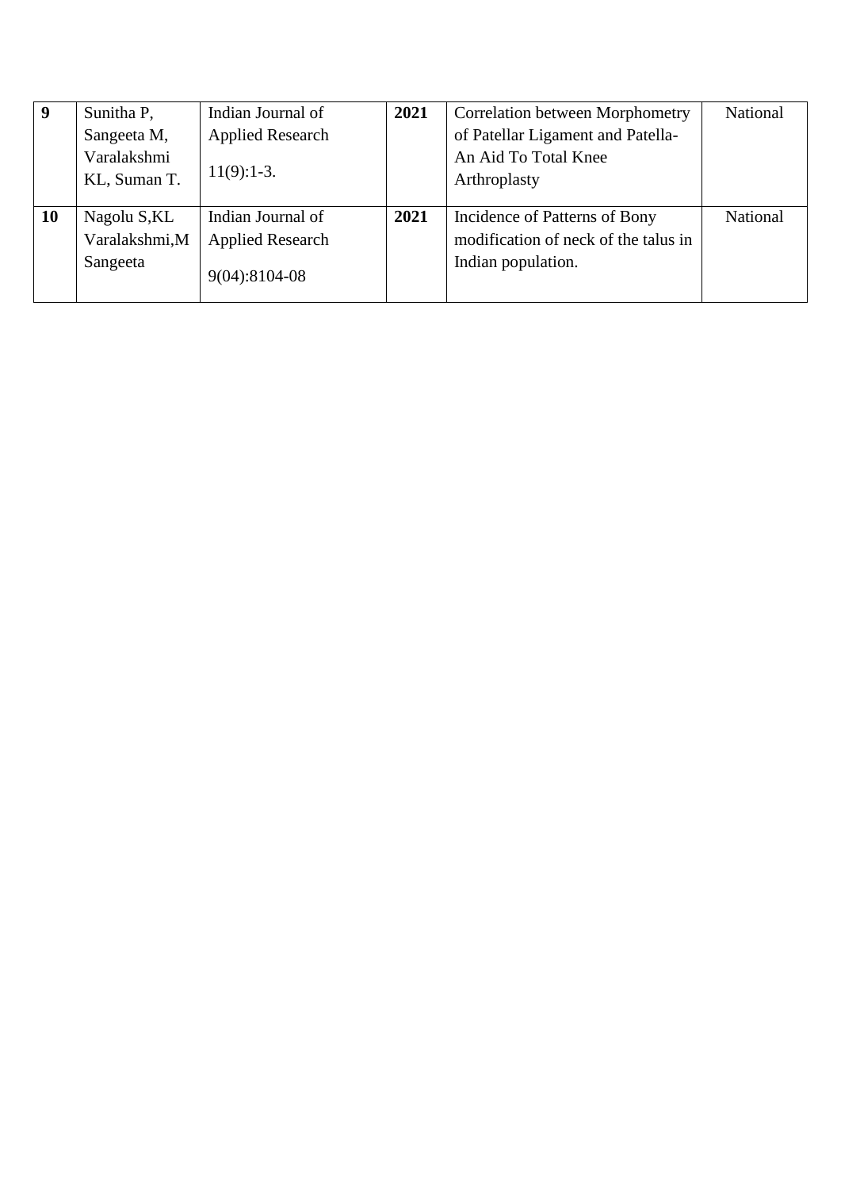| | | | | | |
|---|---|---|---|---|---|
| **9** | Sunitha P, Sangeeta M, Varalakshmi KL, Suman T. | Indian Journal of Applied Research 11(9):1-3. | **2021** | Correlation between Morphometry of Patellar Ligament and Patella- An Aid To Total Knee Arthroplasty | National |
| **10** | Nagolu S,KL Varalakshmi,M Sangeeta | Indian Journal of Applied Research 9(04):8104-08 | **2021** | Incidence of Patterns of Bony modification of neck of the talus in Indian population. | National |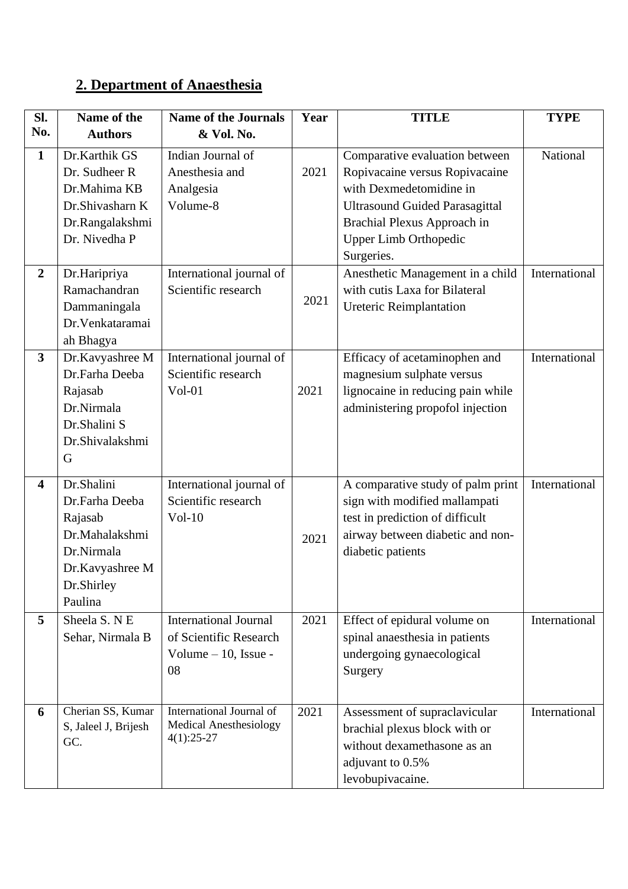## 2. Department of Anaesthesia

| Sl. No. | Name of the Authors | Name of the Journals & Vol. No. | Year | TITLE | TYPE |
|---|---|---|---|---|---|
| 1 | Dr.Karthik GS Dr. Sudheer R Dr.Mahima KB Dr.Shivasharn K Dr.Rangalakshmi Dr. Nivedha P | Indian Journal of Anesthesia and Analgesia Volume-8 | 2021 | Comparative evaluation between Ropivacaine versus Ropivacaine with Dexmedetomidine in Ultrasound Guided Parasagittal Brachial Plexus Approach in Upper Limb Orthopedic Surgeries. | National |
| 2 | Dr.Haripriya Ramachandran Dammaningala Dr.Venkataramaiah Bhagya | International journal of Scientific research | 2021 | Anesthetic Management in a child with cutis Laxa for Bilateral Ureteric Reimplantation | International |
| 3 | Dr.Kavyashree M Dr.Farha Deeba Rajasab Dr.Nirmala Dr.Shalini S Dr.Shivalakshmi G | International journal of Scientific research Vol-01 | 2021 | Efficacy of acetaminophen and magnesium sulphate versus lignocaine in reducing pain while administering propofol injection | International |
| 4 | Dr.Shalini Dr.Farha Deeba Rajasab Dr.Mahalakshmi Dr.Nirmala Dr.Kavyashree M Dr.Shirley Paulina | International journal of Scientific research Vol-10 | 2021 | A comparative study of palm print sign with modified mallampati test in prediction of difficult airway between diabetic and non-diabetic patients | International |
| 5 | Sheela S. N E Sehar, Nirmala B | International Journal of Scientific Research Volume – 10, Issue - 08 | 2021 | Effect of epidural volume on spinal anaesthesia in patients undergoing gynaecological Surgery | International |
| 6 | Cherian SS, Kumar S, Jaleel J, Brijesh GC. | International Journal of Medical Anesthesiology 4(1):25-27 | 2021 | Assessment of supraclavicular brachial plexus block with or without dexamethasone as an adjuvant to 0.5% levobupivacaine. | International |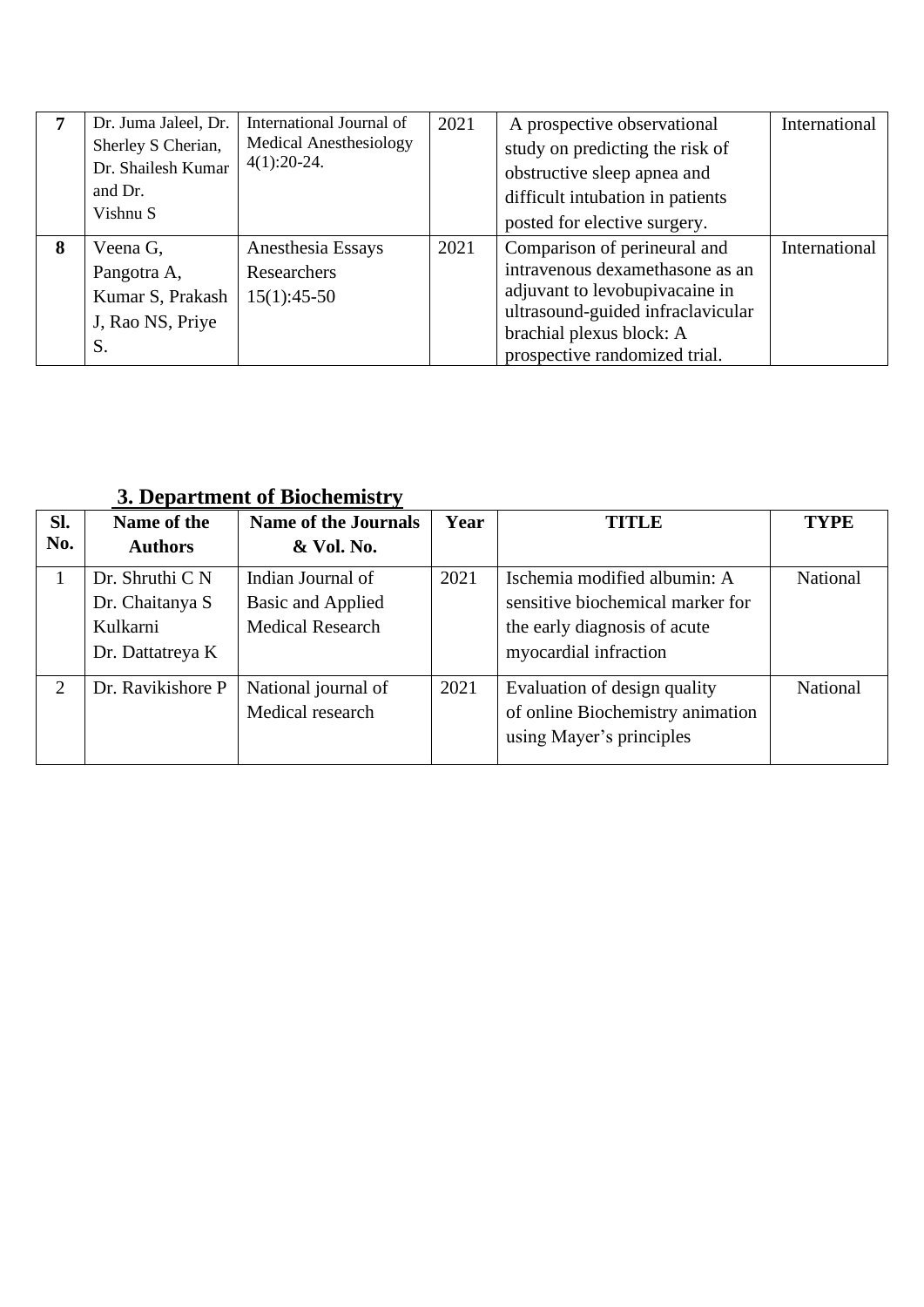| | | | | | |
|---|---|---|---|---|---|
| **7** | Dr. Juma Jaleel, Dr. Sherley S Cherian, Dr. Shailesh Kumar and Dr. Vishnu S | International Journal of Medical Anesthesiology 4(1):20-24. | 2021 | A prospective observational study on predicting the risk of obstructive sleep apnea and difficult intubation in patients posted for elective surgery. | International |
| **8** | Veena G, Pangotra A, Kumar S, Prakash J, Rao NS, Priye S. | Anesthesia Essays Researchers 15(1):45-50 | 2021 | Comparison of perineural and intravenous dexamethasone as an adjuvant to levobupivacaine in ultrasound-guided infraclavicular brachial plexus block: A prospective randomized trial. | International |

## 3. Department of Biochemistry

| Sl. No. | Name of the Authors | Name of the Journals & Vol. No. | Year | TITLE | TYPE |
|---|---|---|---|---|---|
| 1 | Dr. Shruthi C N<br>Dr. Chaitanya S Kulkarni<br>Dr. Dattatreya K | Indian Journal of Basic and Applied Medical Research | 2021 | Ischemia modified albumin: A sensitive biochemical marker for the early diagnosis of acute myocardial infraction | National |
| 2 | Dr. Ravikishore P | National journal of Medical research | 2021 | Evaluation of design quality of online Biochemistry animation using Mayer's principles | National |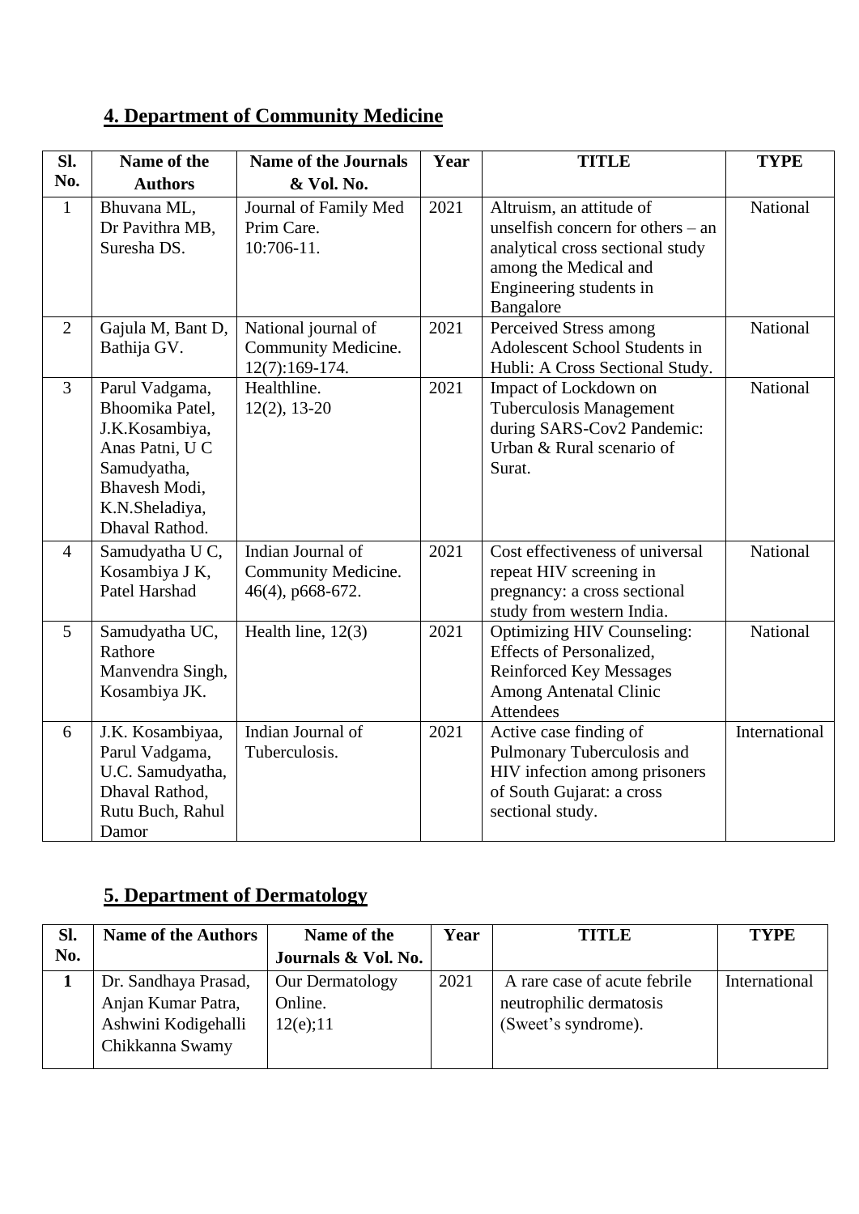## 4. Department of Community Medicine

| Sl. No. | Name of the Authors | Name of the Journals & Vol. No. | Year | TITLE | TYPE |
|---|---|---|---|---|---|
| 1 | Bhuvana ML, Dr Pavithra MB, Suresha DS. | Journal of Family Med Prim Care. 10:706-11. | 2021 | Altruism, an attitude of unselfish concern for others – an analytical cross sectional study among the Medical and Engineering students in Bangalore | National |
| 2 | Gajula M, Bant D, Bathija GV. | National journal of Community Medicine. 12(7):169-174. | 2021 | Perceived Stress among Adolescent School Students in Hubli: A Cross Sectional Study. | National |
| 3 | Parul Vadgama, Bhoomika Patel, J.K.Kosambiya, Anas Patni, U C Samudyatha, Bhavesh Modi, K.N.Sheladiya, Dhaval Rathod. | Healthline. 12(2), 13-20 | 2021 | Impact of Lockdown on Tuberculosis Management during SARS-Cov2 Pandemic: Urban & Rural scenario of Surat. | National |
| 4 | Samudyatha U C, Kosambiya J K, Patel Harshad | Indian Journal of Community Medicine. 46(4), p668-672. | 2021 | Cost effectiveness of universal repeat HIV screening in pregnancy: a cross sectional study from western India. | National |
| 5 | Samudyatha UC, Rathore Manvendra Singh, Kosambiya JK. | Health line, 12(3) | 2021 | Optimizing HIV Counseling: Effects of Personalized, Reinforced Key Messages Among Antenatal Clinic Attendees | National |
| 6 | J.K. Kosambiyaa, Parul Vadgama, U.C. Samudyatha, Dhaval Rathod, Rutu Buch, Rahul Damor | Indian Journal of Tuberculosis. | 2021 | Active case finding of Pulmonary Tuberculosis and HIV infection among prisoners of South Gujarat: a cross sectional study. | International |

## 5. Department of Dermatology

| Sl. No. | Name of the Authors | Name of the Journals & Vol. No. | Year | TITLE | TYPE |
|---|---|---|---|---|---|
| **1** | Dr. Sandhaya Prasad, Anjan Kumar Patra, Ashwini Kodigehalli Chikkanna Swamy | Our Dermatology Online. 12(e);11 | 2021 | A rare case of acute febrile neutrophilic dermatosis (Sweet's syndrome). | International |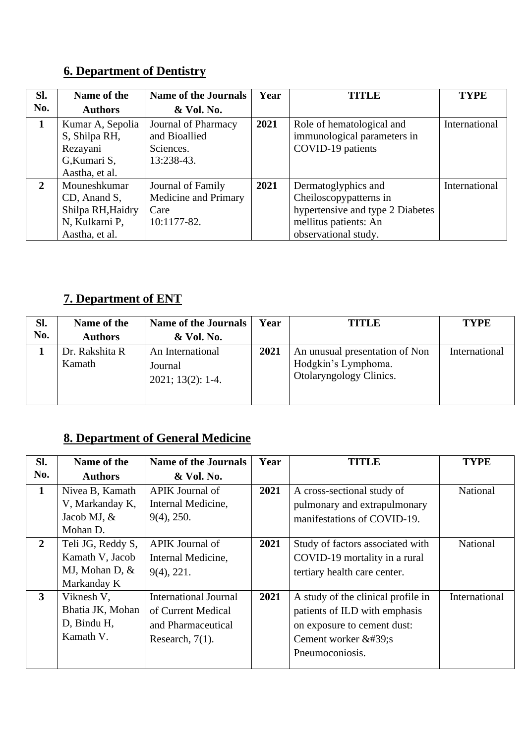## 6. Department of Dentistry

| Sl. No. | Name of the Authors | Name of the Journals & Vol. No. | Year | TITLE | TYPE |
|---|---|---|---|---|---|
| 1 | Kumar A, Sepolia S, Shilpa RH, Rezayani G,Kumari S, Aastha, et al. | Journal of Pharmacy and Bioallied Sciences. 13:238-43. | 2021 | Role of hematological and immunological parameters in COVID-19 patients | International |
| 2 | Mouneshkumar CD, Anand S, Shilpa RH,Haidry N, Kulkarni P, Aastha, et al. | Journal of Family Medicine and Primary Care 10:1177-82. | 2021 | Dermatoglyphics and Cheiloscopypatterns in hypertensive and type 2 Diabetes mellitus patients: An observational study. | International |

## 7. Department of ENT

| Sl. No. | Name of the Authors | Name of the Journals & Vol. No. | Year | TITLE | TYPE |
|---|---|---|---|---|---|
| 1 | Dr. Rakshita R Kamath | An International Journal 2021; 13(2): 1-4. | 2021 | An unusual presentation of Non Hodgkin's Lymphoma. Otolaryngology Clinics. | International |

## 8. Department of General Medicine

| Sl. No. | Name of the Authors | Name of the Journals & Vol. No. | Year | TITLE | TYPE |
|---|---|---|---|---|---|
| 1 | Nivea B, Kamath V, Markanday K, Jacob MJ, & Mohan D. | APIK Journal of Internal Medicine, 9(4), 250. | 2021 | A cross-sectional study of pulmonary and extrapulmonary manifestations of COVID-19. | National |
| 2 | Teli JG, Reddy S, Kamath V, Jacob MJ, Mohan D, & Markanday K | APIK Journal of Internal Medicine, 9(4), 221. | 2021 | Study of factors associated with COVID-19 mortality in a rural tertiary health care center. | National |
| 3 | Viknesh V, Bhatia JK, Mohan D, Bindu H, Kamath V. | International Journal of Current Medical and Pharmaceutical Research, 7(1). | 2021 | A study of the clinical profile in patients of ILD with emphasis on exposure to cement dust: Cement worker &#39;s Pneumoconiosis. | International |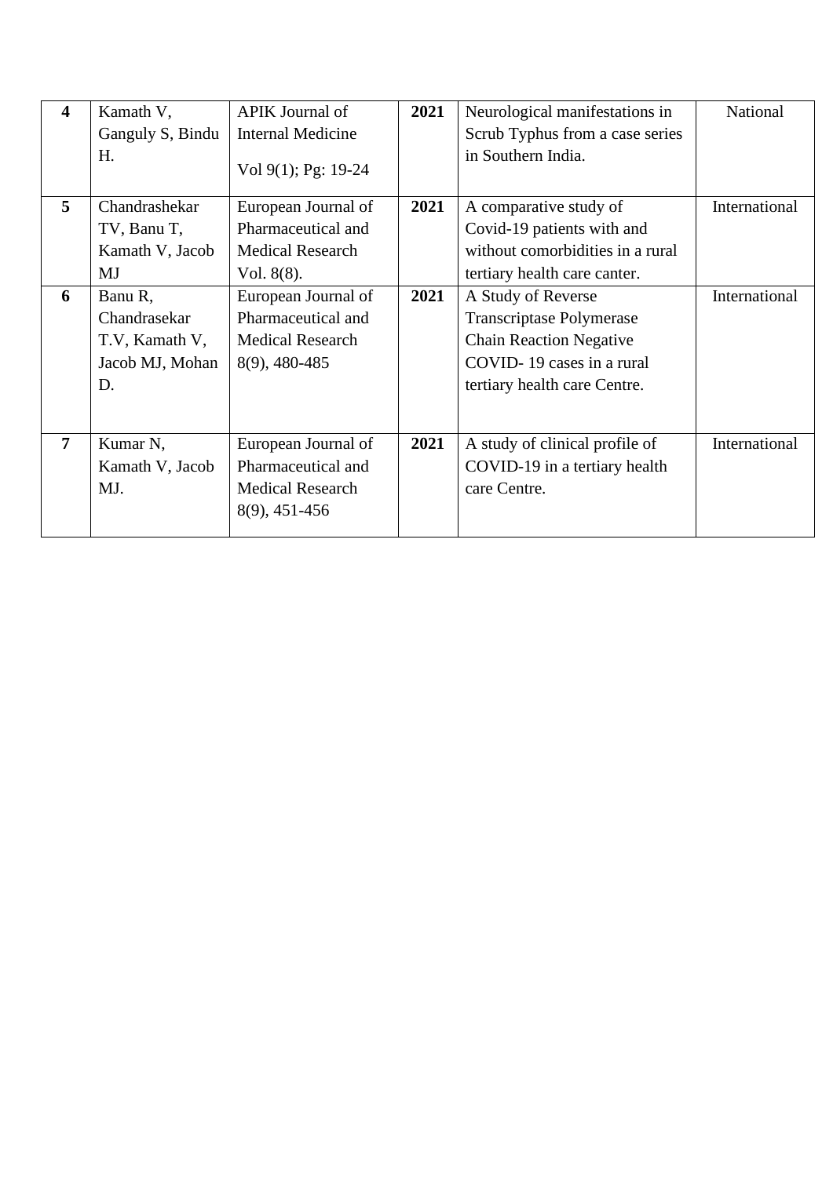| | | | | | |
|---|---|---|---|---|---|
| **4** | Kamath V, Ganguly S, Bindu H. | APIK Journal of Internal Medicine<br><br>Vol 9(1); Pg: 19-24 | **2021** | Neurological manifestations in Scrub Typhus from a case series in Southern India. | National |
| **5** | Chandrashekar TV, Banu T, Kamath V, Jacob MJ | European Journal of Pharmaceutical and Medical Research Vol. 8(8). | **2021** | A comparative study of Covid-19 patients with and without comorbidities in a rural tertiary health care canter. | International |
| **6** | Banu R, Chandrasekar T.V, Kamath V, Jacob MJ, Mohan D. | European Journal of Pharmaceutical and Medical Research 8(9), 480-485 | **2021** | A Study of Reverse Transcriptase Polymerase Chain Reaction Negative COVID- 19 cases in a rural tertiary health care Centre. | International |
| **7** | Kumar N, Kamath V, Jacob MJ. | European Journal of Pharmaceutical and Medical Research 8(9), 451-456 | **2021** | A study of clinical profile of COVID-19 in a tertiary health care Centre. | International |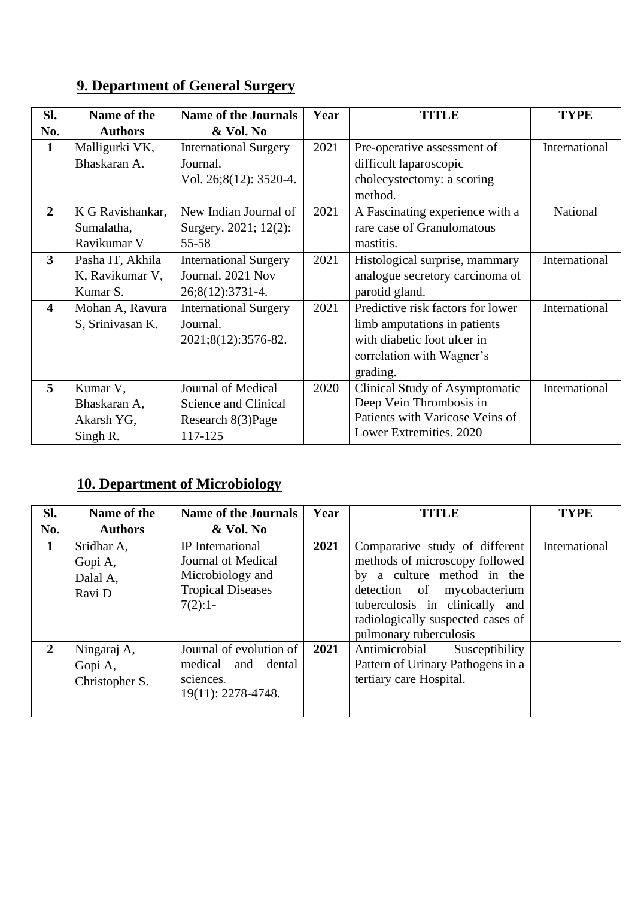## 9. Department of General Surgery

| Sl. No. | Name of the Authors | Name of the Journals & Vol. No | Year | TITLE | TYPE |
|---|---|---|---|---|---|
| 1 | Malligurki VK, Bhaskaran A. | International Surgery Journal. Vol. 26;8(12): 3520-4. | 2021 | Pre-operative assessment of difficult laparoscopic cholecystectomy: a scoring method. | International |
| 2 | K G Ravishankar, Sumalatha, Ravikumar V | New Indian Journal of Surgery. 2021; 12(2): 55-58 | 2021 | A Fascinating experience with a rare case of Granulomatous mastitis. | National |
| 3 | Pasha IT, Akhila K, Ravikumar V, Kumar S. | International Surgery Journal. 2021 Nov 26;8(12):3731-4. | 2021 | Histological surprise, mammary analogue secretory carcinoma of parotid gland. | International |
| 4 | Mohan A, Ravura S, Srinivasan K. | International Surgery Journal. 2021;8(12):3576-82. | 2021 | Predictive risk factors for lower limb amputations in patients with diabetic foot ulcer in correlation with Wagner's grading. | International |
| 5 | Kumar V, Bhaskaran A, Akarsh YG, Singh R. | Journal of Medical Science and Clinical Research 8(3)Page 117-125 | 2020 | Clinical Study of Asymptomatic Deep Vein Thrombosis in Patients with Varicose Veins of Lower Extremities. 2020 | International |

## 10. Department of Microbiology

| Sl. No. | Name of the Authors | Name of the Journals & Vol. No | Year | TITLE | TYPE |
|---|---|---|---|---|---|
| 1 | Sridhar A, Gopi A, Dalal A, Ravi D | IP International Journal of Medical Microbiology and Tropical Diseases 7(2):1- | **2021** | Comparative study of different methods of microscopy followed by a culture method in the detection of mycobacterium tuberculosis in clinically and radiologically suspected cases of pulmonary tuberculosis | International |
| 2 | Ningaraj A, Gopi A, Christopher S. | Journal of evolution of medical and dental sciences. 19(11): 2278-4748. | **2021** | Antimicrobial Susceptibility Pattern of Urinary Pathogens in a tertiary care Hospital. | |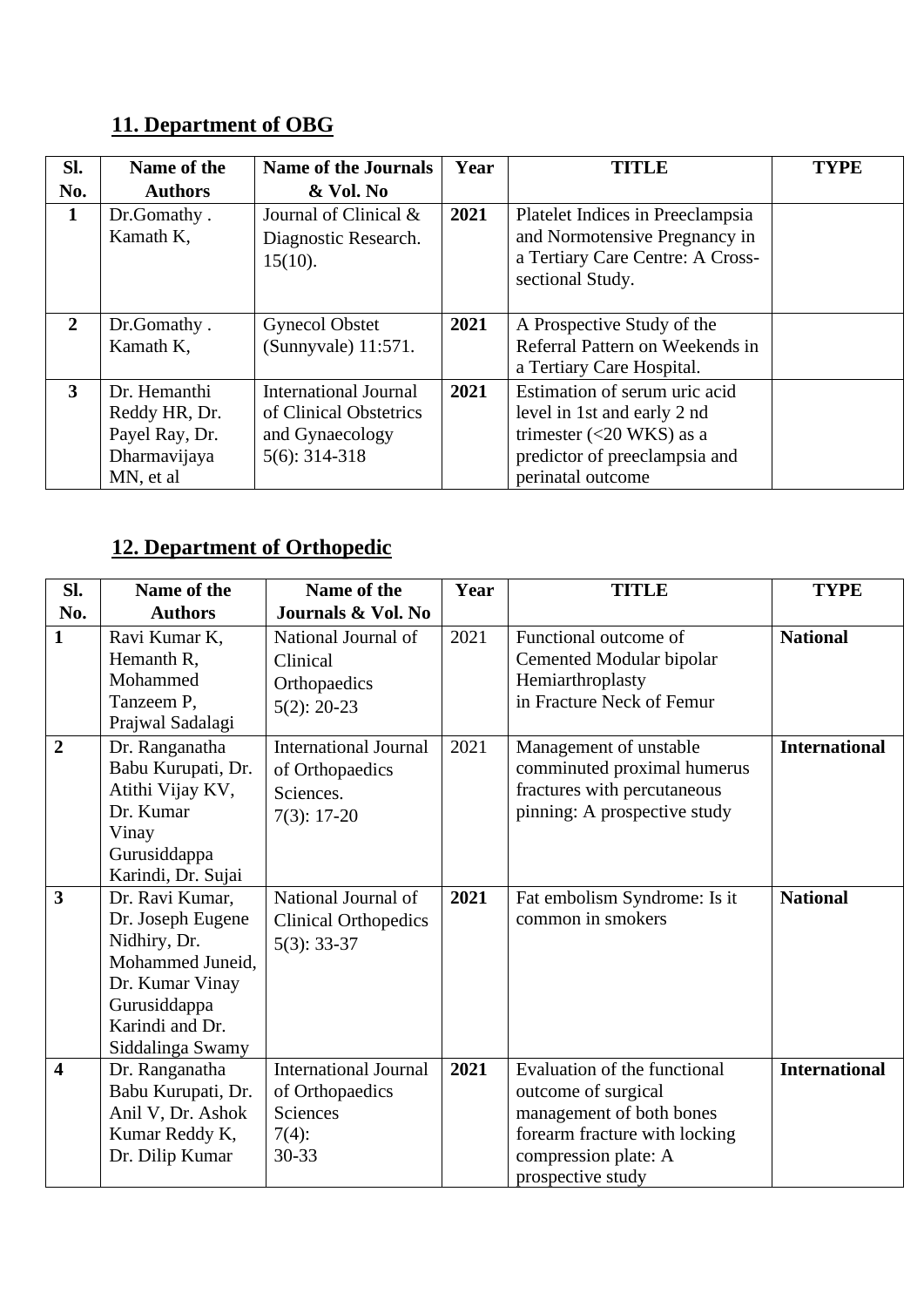## 11. Department of OBG

| Sl. No. | Name of the Authors | Name of the Journals & Vol. No | Year | TITLE | TYPE |
|---|---|---|---|---|---|
| 1 | Dr.Gomathy . Kamath K, | Journal of Clinical & Diagnostic Research. 15(10). | 2021 | Platelet Indices in Preeclampsia and Normotensive Pregnancy in a Tertiary Care Centre: A Cross-sectional Study. | |
| 2 | Dr.Gomathy . Kamath K, | Gynecol Obstet (Sunnyvale) 11:571. | 2021 | A Prospective Study of the Referral Pattern on Weekends in a Tertiary Care Hospital. | |
| 3 | Dr. Hemanthi Reddy HR, Dr. Payel Ray, Dr. Dharmavijaya MN, et al | International Journal of Clinical Obstetrics and Gynaecology 5(6): 314-318 | 2021 | Estimation of serum uric acid level in 1st and early 2 nd trimester (<20 WKS) as a predictor of preeclampsia and perinatal outcome | |

## 12. Department of Orthopedic

| Sl. No. | Name of the Authors | Name of the Journals & Vol. No | Year | TITLE | TYPE |
|---|---|---|---|---|---|
| 1 | Ravi Kumar K, Hemanth R, Mohammed Tanzeem P, Prajwal Sadalagi | National Journal of Clinical Orthopaedics 5(2): 20-23 | 2021 | Functional outcome of Cemented Modular bipolar Hemiarthroplasty in Fracture Neck of Femur | **National** |
| 2 | Dr. Ranganatha Babu Kurupati, Dr. Atithi Vijay KV, Dr. Kumar Vinay Gurusiddappa Karindi, Dr. Sujai | International Journal of Orthopaedics Sciences. 7(3): 17-20 | 2021 | Management of unstable comminuted proximal humerus fractures with percutaneous pinning: A prospective study | **International** |
| 3 | Dr. Ravi Kumar, Dr. Joseph Eugene Nidhiry, Dr. Mohammed Juneid, Dr. Kumar Vinay Gurusiddappa Karindi and Dr. Siddalinga Swamy | National Journal of Clinical Orthopedics 5(3): 33-37 | 2021 | Fat embolism Syndrome: Is it common in smokers | **National** |
| 4 | Dr. Ranganatha Babu Kurupati, Dr. Anil V, Dr. Ashok Kumar Reddy K, Dr. Dilip Kumar | International Journal of Orthopaedics Sciences 7(4): 30-33 | 2021 | Evaluation of the functional outcome of surgical management of both bones forearm fracture with locking compression plate: A prospective study | **International** |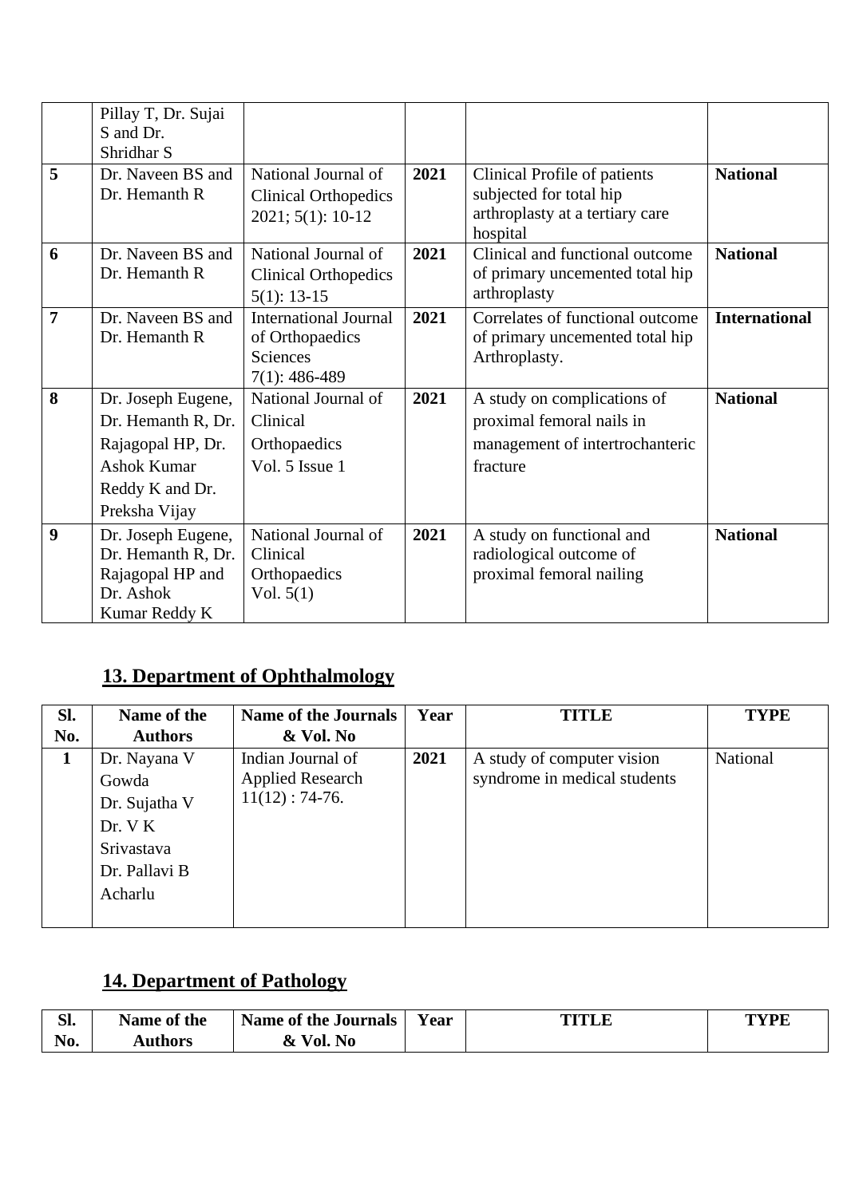| | | | | | |
|---|---|---|---|---|---|
| | Pillay T, Dr. Sujai S and Dr. Shridhar S | | | | |
| **5** | Dr. Naveen BS and Dr. Hemanth R | National Journal of Clinical Orthopedics 2021; 5(1): 10-12 | **2021** | Clinical Profile of patients subjected for total hip arthroplasty at a tertiary care hospital | **National** |
| **6** | Dr. Naveen BS and Dr. Hemanth R | National Journal of Clinical Orthopedics 5(1): 13-15 | **2021** | Clinical and functional outcome of primary uncemented total hip arthroplasty | **National** |
| **7** | Dr. Naveen BS and Dr. Hemanth R | International Journal of Orthopaedics Sciences 7(1): 486-489 | **2021** | Correlates of functional outcome of primary uncemented total hip Arthroplasty. | **International** |
| **8** | Dr. Joseph Eugene, Dr. Hemanth R, Dr. Rajagopal HP, Dr. Ashok Kumar Reddy K and Dr. Preksha Vijay | National Journal of Clinical Orthopaedics Vol. 5 Issue 1 | **2021** | A study on complications of proximal femoral nails in management of intertrochanteric fracture | **National** |
| **9** | Dr. Joseph Eugene, Dr. Hemanth R, Dr. Rajagopal HP and Dr. Ashok Kumar Reddy K | National Journal of Clinical Orthopaedics Vol. 5(1) | **2021** | A study on functional and radiological outcome of proximal femoral nailing | **National** |

## 13. Department of Ophthalmology

| Sl. No. | Name of the Authors | Name of the Journals & Vol. No | Year | TITLE | TYPE |
|---|---|---|---|---|---|
| **1** | Dr. Nayana V Gowda<br>Dr. Sujatha V<br>Dr. V K Srivastava<br>Dr. Pallavi B Acharlu | Indian Journal of Applied Research 11(12) : 74-76. | **2021** | A study of computer vision syndrome in medical students | National |

## 14. Department of Pathology

| Sl. No. | Name of the Authors | Name of the Journals & Vol. No | Year | TITLE | TYPE |
|---|---|---|---|---|---|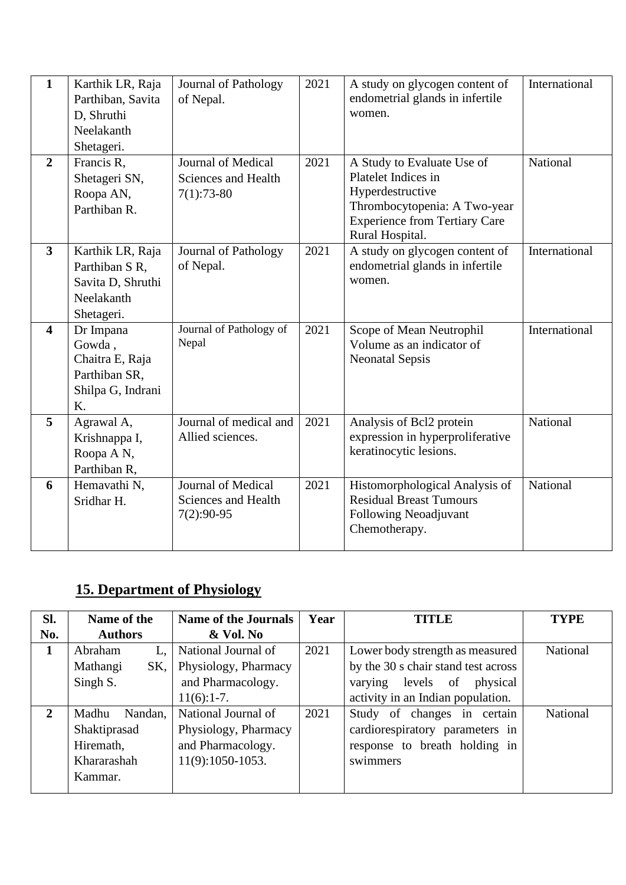| | | | | | |
|---|---|---|---|---|---|
| **1** | Karthik LR, Raja Parthiban, Savita D, Shruthi Neelakanth Shetageri. | Journal of Pathology of Nepal. | 2021 | A study on glycogen content of endometrial glands in infertile women. | International |
| **2** | Francis R, Shetageri SN, Roopa AN, Parthiban R. | Journal of Medical Sciences and Health 7(1):73-80 | 2021 | A Study to Evaluate Use of Platelet Indices in Hyperdestructive Thrombocytopenia: A Two-year Experience from Tertiary Care Rural Hospital. | National |
| **3** | Karthik LR, Raja Parthiban S R, Savita D, Shruthi Neelakanth Shetageri. | Journal of Pathology of Nepal. | 2021 | A study on glycogen content of endometrial glands in infertile women. | International |
| **4** | Dr Impana Gowda , Chaitra E, Raja Parthiban SR, Shilpa G, Indrani K. | Journal of Pathology of Nepal | 2021 | Scope of Mean Neutrophil Volume as an indicator of Neonatal Sepsis | International |
| **5** | Agrawal A, Krishnappa I, Roopa A N, Parthiban R, | Journal of medical and Allied sciences. | 2021 | Analysis of Bcl2 protein expression in hyperproliferative keratinocytic lesions. | National |
| **6** | Hemavathi N, Sridhar H. | Journal of Medical Sciences and Health 7(2):90-95 | 2021 | Histomorphological Analysis of Residual Breast Tumours Following Neoadjuvant Chemotherapy. | National |

## 15. Department of Physiology

| Sl. No. | Name of the Authors | Name of the Journals & Vol. No | Year | TITLE | TYPE |
|---|---|---|---|---|---|
| **1** | Abraham L, Mathangi SK, Singh S. | National Journal of Physiology, Pharmacy and Pharmacology. 11(6):1-7. | 2021 | Lower body strength as measured by the 30 s chair stand test across varying levels of physical activity in an Indian population. | National |
| **2** | Madhu Nandan, Shaktiprasad Hiremath, Khararashah Kammar. | National Journal of Physiology, Pharmacy and Pharmacology. 11(9):1050-1053. | 2021 | Study of changes in certain cardiorespiratory parameters in response to breath holding in swimmers | National |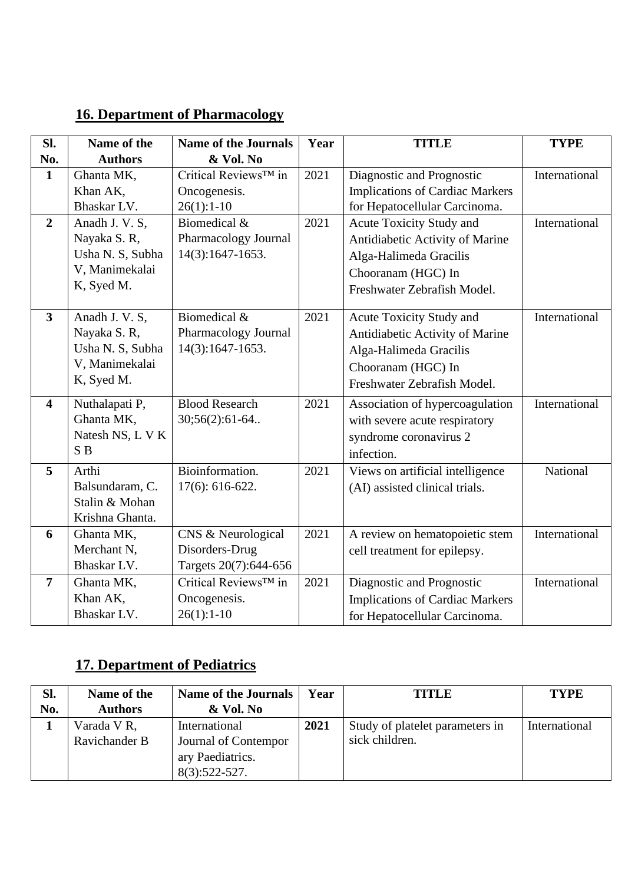## 16. Department of Pharmacology

| Sl. No. | Name of the Authors | Name of the Journals & Vol. No | Year | TITLE | TYPE |
|---|---|---|---|---|---|
| 1 | Ghanta MK, Khan AK, Bhaskar LV. | Critical Reviews™ in Oncogenesis. 26(1):1-10 | 2021 | Diagnostic and Prognostic Implications of Cardiac Markers for Hepatocellular Carcinoma. | International |
| 2 | Anadh J. V. S, Nayaka S. R, Usha N. S, Subha V, Manimekalai K, Syed M. | Biomedical & Pharmacology Journal 14(3):1647-1653. | 2021 | Acute Toxicity Study and Antidiabetic Activity of Marine Alga-Halimeda Gracilis Chooranam (HGC) In Freshwater Zebrafish Model. | International |
| 3 | Anadh J. V. S, Nayaka S. R, Usha N. S, Subha V, Manimekalai K, Syed M. | Biomedical & Pharmacology Journal 14(3):1647-1653. | 2021 | Acute Toxicity Study and Antidiabetic Activity of Marine Alga-Halimeda Gracilis Chooranam (HGC) In Freshwater Zebrafish Model. | International |
| 4 | Nuthalapati P, Ghanta MK, Natesh NS, L V K S B | Blood Research 30;56(2):61-64.. | 2021 | Association of hypercoagulation with severe acute respiratory syndrome coronavirus 2 infection. | International |
| 5 | Arthi Balsundaram, C. Stalin & Mohan Krishna Ghanta. | Bioinformation. 17(6): 616-622. | 2021 | Views on artificial intelligence (AI) assisted clinical trials. | National |
| 6 | Ghanta MK, Merchant N, Bhaskar LV. | CNS & Neurological Disorders-Drug Targets 20(7):644-656 | 2021 | A review on hematopoietic stem cell treatment for epilepsy. | International |
| 7 | Ghanta MK, Khan AK, Bhaskar LV. | Critical Reviews™ in Oncogenesis. 26(1):1-10 | 2021 | Diagnostic and Prognostic Implications of Cardiac Markers for Hepatocellular Carcinoma. | International |

## 17. Department of Pediatrics

| Sl. No. | Name of the Authors | Name of the Journals & Vol. No | Year | TITLE | TYPE |
|---|---|---|---|---|---|
| 1 | Varada V R, Ravichander B | International Journal of Contemporary Paediatrics. 8(3):522-527. | **2021** | Study of platelet parameters in sick children. | International |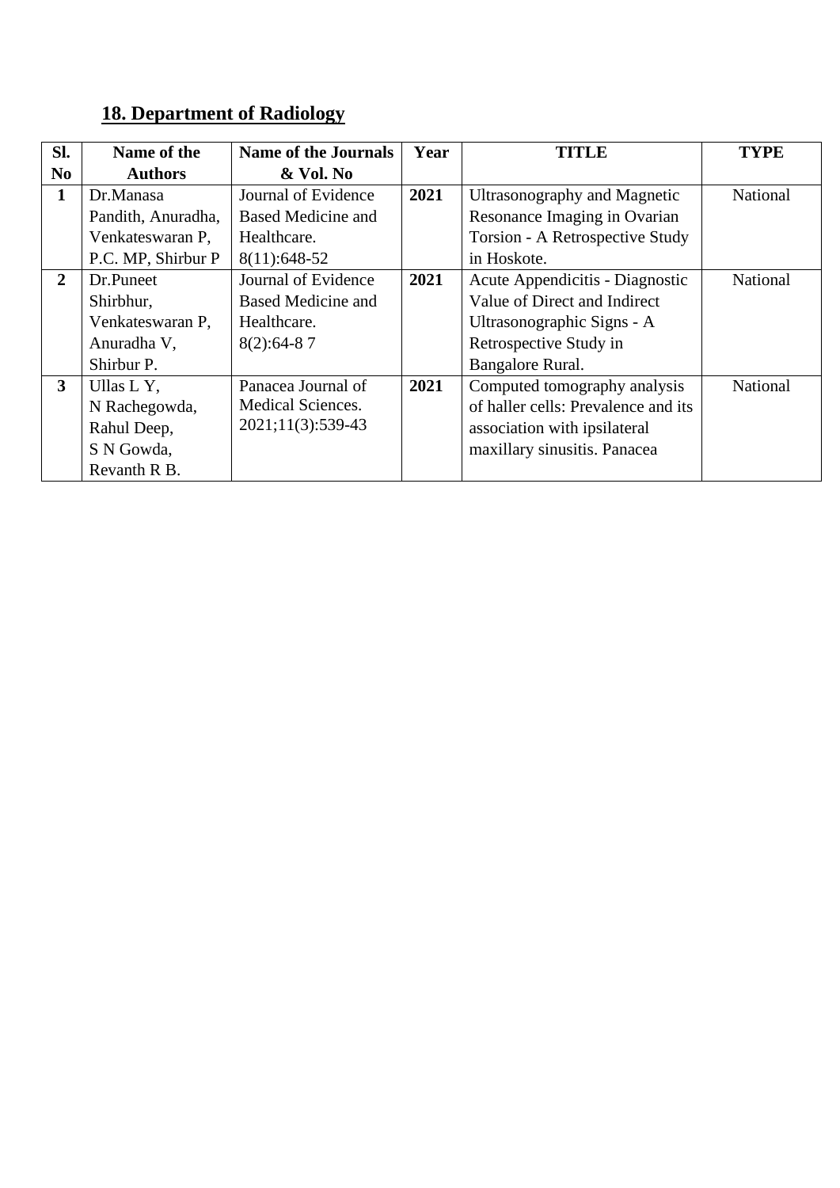## 18. Department of Radiology

| Sl. No | Name of the Authors | Name of the Journals & Vol. No | Year | TITLE | TYPE |
|---|---|---|---|---|---|
| 1 | Dr.Manasa Pandith, Anuradha, Venkateswaran P, P.C. MP, Shirbur P | Journal of Evidence Based Medicine and Healthcare. 8(11):648-52 | 2021 | Ultrasonography and Magnetic Resonance Imaging in Ovarian Torsion - A Retrospective Study in Hoskote. | National |
| 2 | Dr.Puneet Shirbhur, Venkateswaran P, Anuradha V, Shirbur P. | Journal of Evidence Based Medicine and Healthcare. 8(2):64-8 7 | 2021 | Acute Appendicitis - Diagnostic Value of Direct and Indirect Ultrasonographic Signs - A Retrospective Study in Bangalore Rural. | National |
| 3 | Ullas L Y, N Rachegowda, Rahul Deep, S N Gowda, Revanth R B. | Panacea Journal of Medical Sciences. 2021;11(3):539-43 | 2021 | Computed tomography analysis of haller cells: Prevalence and its association with ipsilateral maxillary sinusitis. Panacea | National |